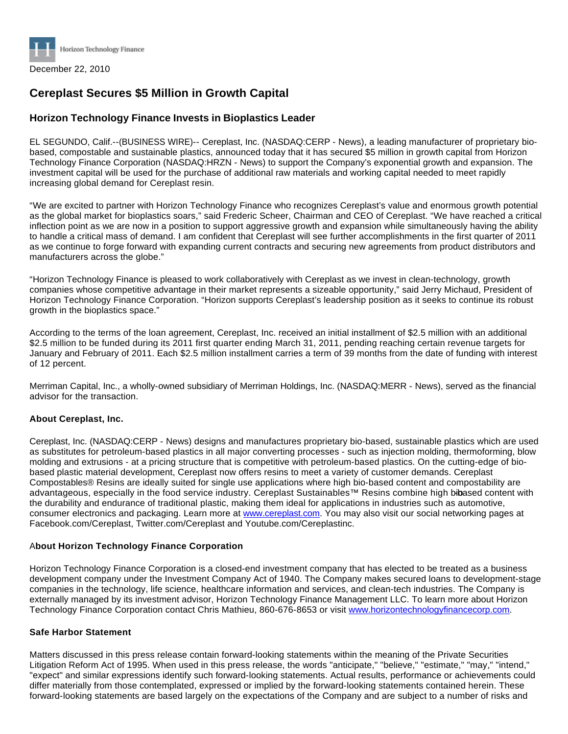Horizon Technology Finance

December 22, 2010

# Cereplast Secures $5 Million in Growth Capital

## Horizon Technology Finance Invests in Bioplastics Leader

EL SEGUNDO, Calif.--(BUSINESS WIRE)-- Cereplast, Inc. (NASDAQ:CERP - News), a leading manufacturer of proprietary bio-based, compostable and sustainable plastics, announced today that it has secured $5 million in growth capital from Horizon Technology Finance Corporation (NASDAQ:HRZN - News) to support the Company's exponential growth and expansion. The investment capital will be used for the purchase of additional raw materials and working capital needed to meet rapidly increasing global demand for Cereplast resin.

"We are excited to partner with Horizon Technology Finance who recognizes Cereplast's value and enormous growth potential as the global market for bioplastics soars," said Frederic Scheer, Chairman and CEO of Cereplast. "We have reached a critical inflection point as we are now in a position to support aggressive growth and expansion while simultaneously having the ability to handle a critical mass of demand. I am confident that Cereplast will see further accomplishments in the first quarter of 2011 as we continue to forge forward with expanding current contracts and securing new agreements from product distributors and manufacturers across the globe."

"Horizon Technology Finance is pleased to work collaboratively with Cereplast as we invest in clean-technology, growth companies whose competitive advantage in their market represents a sizeable opportunity," said Jerry Michaud, President of Horizon Technology Finance Corporation. "Horizon supports Cereplast's leadership position as it seeks to continue its robust growth in the bioplastics space."

According to the terms of the loan agreement, Cereplast, Inc. received an initial installment of $2.5 million with an additional $2.5 million to be funded during its 2011 first quarter ending March 31, 2011, pending reaching certain revenue targets for January and February of 2011. Each $2.5 million installment carries a term of 39 months from the date of funding with interest of 12 percent.

Merriman Capital, Inc., a wholly-owned subsidiary of Merriman Holdings, Inc. (NASDAQ:MERR - News), served as the financial advisor for the transaction.

### About Cereplast, Inc.

Cereplast, Inc. (NASDAQ:CERP - News) designs and manufactures proprietary bio-based, sustainable plastics which are used as substitutes for petroleum-based plastics in all major converting processes - such as injection molding, thermoforming, blow molding and extrusions - at a pricing structure that is competitive with petroleum-based plastics. On the cutting-edge of bio-based plastic material development, Cereplast now offers resins to meet a variety of customer demands. Cereplast Compostables® Resins are ideally suited for single use applications where high bio-based content and compostability are advantageous, especially in the food service industry. Cereplast Sustainables™ Resins combine high bio-based content with the durability and endurance of traditional plastic, making them ideal for applications in industries such as automotive, consumer electronics and packaging. Learn more at www.cereplast.com. You may also visit our social networking pages at Facebook.com/Cereplast, Twitter.com/Cereplast and Youtube.com/Cereplastinc.

### About Horizon Technology Finance Corporation

Horizon Technology Finance Corporation is a closed-end investment company that has elected to be treated as a business development company under the Investment Company Act of 1940. The Company makes secured loans to development-stage companies in the technology, life science, healthcare information and services, and clean-tech industries. The Company is externally managed by its investment advisor, Horizon Technology Finance Management LLC. To learn more about Horizon Technology Finance Corporation contact Chris Mathieu, 860-676-8653 or visit www.horizontechnologyfinancecorp.com.

### Safe Harbor Statement

Matters discussed in this press release contain forward-looking statements within the meaning of the Private Securities Litigation Reform Act of 1995. When used in this press release, the words "anticipate," "believe," "estimate," "may," "intend," "expect" and similar expressions identify such forward-looking statements. Actual results, performance or achievements could differ materially from those contemplated, expressed or implied by the forward-looking statements contained herein. These forward-looking statements are based largely on the expectations of the Company and are subject to a number of risks and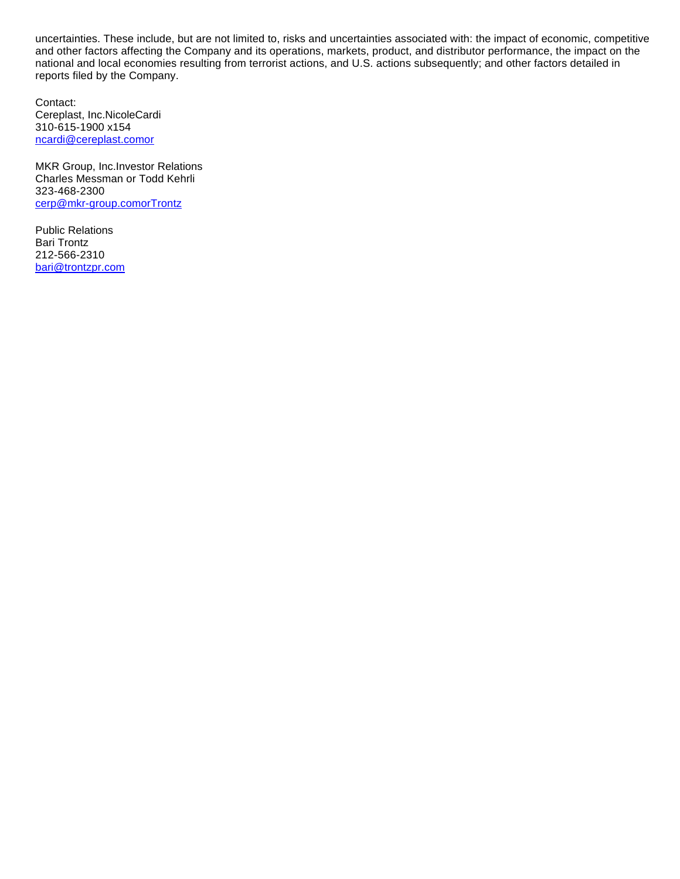uncertainties. These include, but are not limited to, risks and uncertainties associated with: the impact of economic, competitive and other factors affecting the Company and its operations, markets, product, and distributor performance, the impact on the national and local economies resulting from terrorist actions, and U.S. actions subsequently; and other factors detailed in reports filed by the Company.

Contact:
Cereplast, Inc.NicoleCardi
310-615-1900 x154
ncardi@cereplast.comor

MKR Group, Inc.Investor Relations
Charles Messman or Todd Kehrli
323-468-2300
cerp@mkr-group.comorTrontz

Public Relations
Bari Trontz
212-566-2310
bari@trontzpr.com